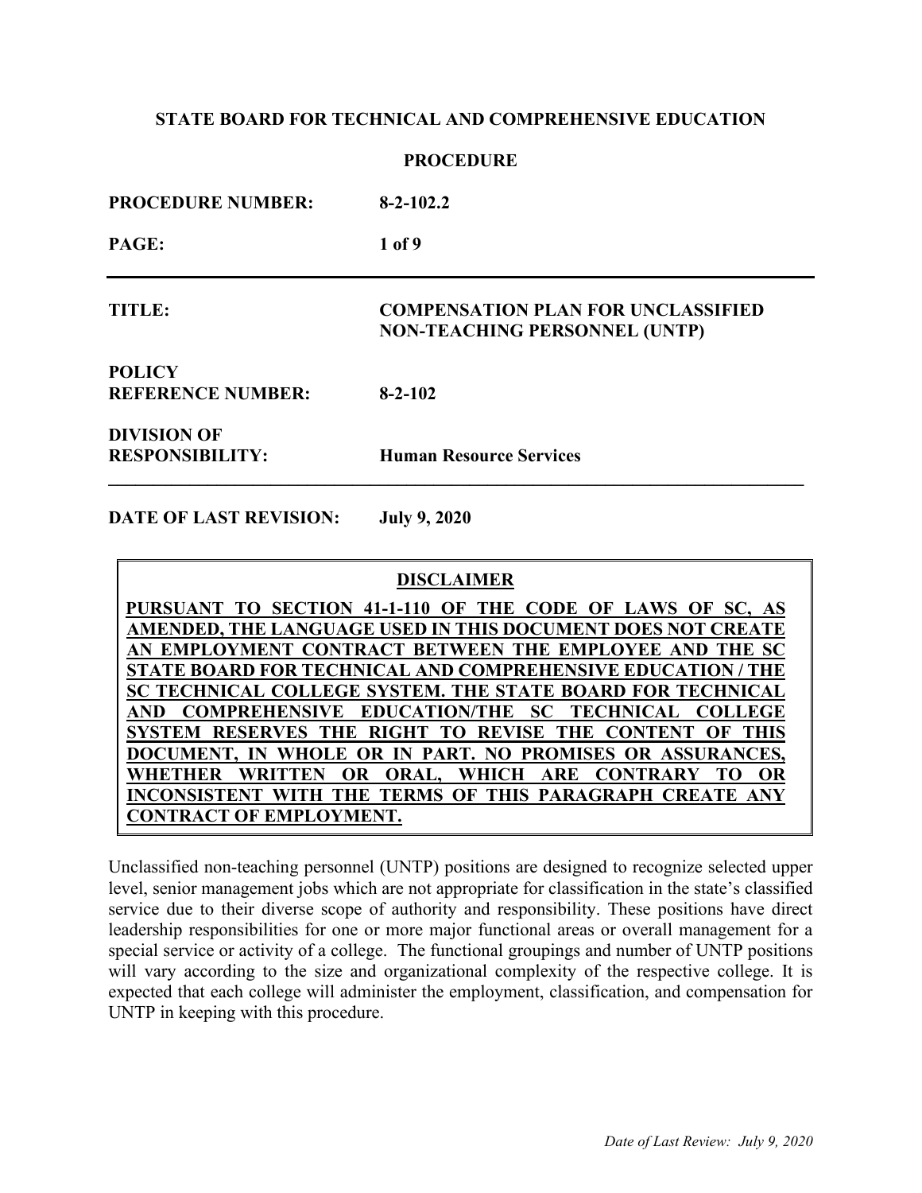**STATE BOARD FOR TECHNICAL AND COMPREHENSIVE EDUCATION**

**PROCEDURE**

| | |
|---|---|
| **PROCEDURE NUMBER:** | **8-2-102.2** |
| **PAGE:** | **1 of 9** |
| **TITLE:** | **COMPENSATION PLAN FOR UNCLASSIFIED NON-TEACHING PERSONNEL (UNTP)** |
| **POLICY REFERENCE NUMBER:** | **8-2-102** |
| **DIVISION OF RESPONSIBILITY:** | **Human Resource Services** |
| **DATE OF LAST REVISION:** | **July 9, 2020** |

**DISCLAIMER**

**PURSUANT TO SECTION 41-1-110 OF THE CODE OF LAWS OF SC, AS AMENDED, THE LANGUAGE USED IN THIS DOCUMENT DOES NOT CREATE AN EMPLOYMENT CONTRACT BETWEEN THE EMPLOYEE AND THE SC STATE BOARD FOR TECHNICAL AND COMPREHENSIVE EDUCATION / THE SC TECHNICAL COLLEGE SYSTEM. THE STATE BOARD FOR TECHNICAL AND COMPREHENSIVE EDUCATION/THE SC TECHNICAL COLLEGE SYSTEM RESERVES THE RIGHT TO REVISE THE CONTENT OF THIS DOCUMENT, IN WHOLE OR IN PART. NO PROMISES OR ASSURANCES, WHETHER WRITTEN OR ORAL, WHICH ARE CONTRARY TO OR INCONSISTENT WITH THE TERMS OF THIS PARAGRAPH CREATE ANY CONTRACT OF EMPLOYMENT.**

Unclassified non-teaching personnel (UNTP) positions are designed to recognize selected upper level, senior management jobs which are not appropriate for classification in the state's classified service due to their diverse scope of authority and responsibility. These positions have direct leadership responsibilities for one or more major functional areas or overall management for a special service or activity of a college. The functional groupings and number of UNTP positions will vary according to the size and organizational complexity of the respective college. It is expected that each college will administer the employment, classification, and compensation for UNTP in keeping with this procedure.

*Date of Last Review: July 9, 2020*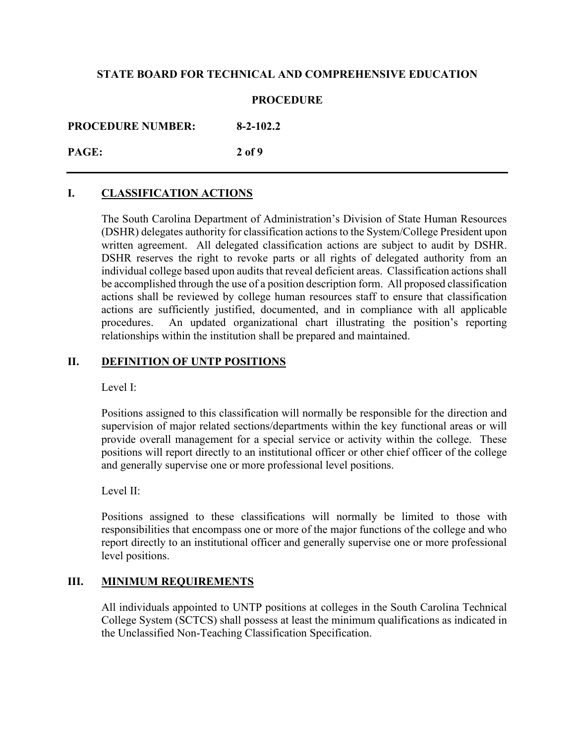## I. CLASSIFICATION ACTIONS

The South Carolina Department of Administration's Division of State Human Resources (DSHR) delegates authority for classification actions to the System/College President upon written agreement. All delegated classification actions are subject to audit by DSHR. DSHR reserves the right to revoke parts or all rights of delegated authority from an individual college based upon audits that reveal deficient areas. Classification actions shall be accomplished through the use of a position description form. All proposed classification actions shall be reviewed by college human resources staff to ensure that classification actions are sufficiently justified, documented, and in compliance with all applicable procedures. An updated organizational chart illustrating the position's reporting relationships within the institution shall be prepared and maintained.

## II. DEFINITION OF UNTP POSITIONS

Level I:

Positions assigned to this classification will normally be responsible for the direction and supervision of major related sections/departments within the key functional areas or will provide overall management for a special service or activity within the college. These positions will report directly to an institutional officer or other chief officer of the college and generally supervise one or more professional level positions.

Level II:

Positions assigned to these classifications will normally be limited to those with responsibilities that encompass one or more of the major functions of the college and who report directly to an institutional officer and generally supervise one or more professional level positions.

## III. MINIMUM REQUIREMENTS

All individuals appointed to UNTP positions at colleges in the South Carolina Technical College System (SCTCS) shall possess at least the minimum qualifications as indicated in the Unclassified Non-Teaching Classification Specification.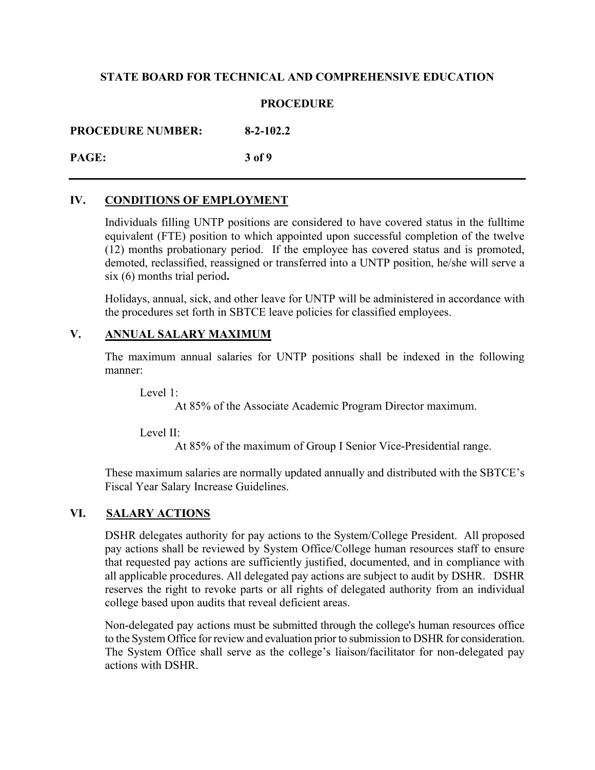## IV. CONDITIONS OF EMPLOYMENT

Individuals filling UNTP positions are considered to have covered status in the fulltime equivalent (FTE) position to which appointed upon successful completion of the twelve (12) months probationary period. If the employee has covered status and is promoted, demoted, reclassified, reassigned or transferred into a UNTP position, he/she will serve a six (6) months trial period**.**

Holidays, annual, sick, and other leave for UNTP will be administered in accordance with the procedures set forth in SBTCE leave policies for classified employees.

## V. ANNUAL SALARY MAXIMUM

The maximum annual salaries for UNTP positions shall be indexed in the following manner:

Level 1:
At 85% of the Associate Academic Program Director maximum.

Level II:
At 85% of the maximum of Group I Senior Vice-Presidential range.

These maximum salaries are normally updated annually and distributed with the SBTCE's Fiscal Year Salary Increase Guidelines.

## VI. SALARY ACTIONS

DSHR delegates authority for pay actions to the System/College President. All proposed pay actions shall be reviewed by System Office/College human resources staff to ensure that requested pay actions are sufficiently justified, documented, and in compliance with all applicable procedures. All delegated pay actions are subject to audit by DSHR. DSHR reserves the right to revoke parts or all rights of delegated authority from an individual college based upon audits that reveal deficient areas.

Non-delegated pay actions must be submitted through the college's human resources office to the System Office for review and evaluation prior to submission to DSHR for consideration. The System Office shall serve as the college's liaison/facilitator for non-delegated pay actions with DSHR.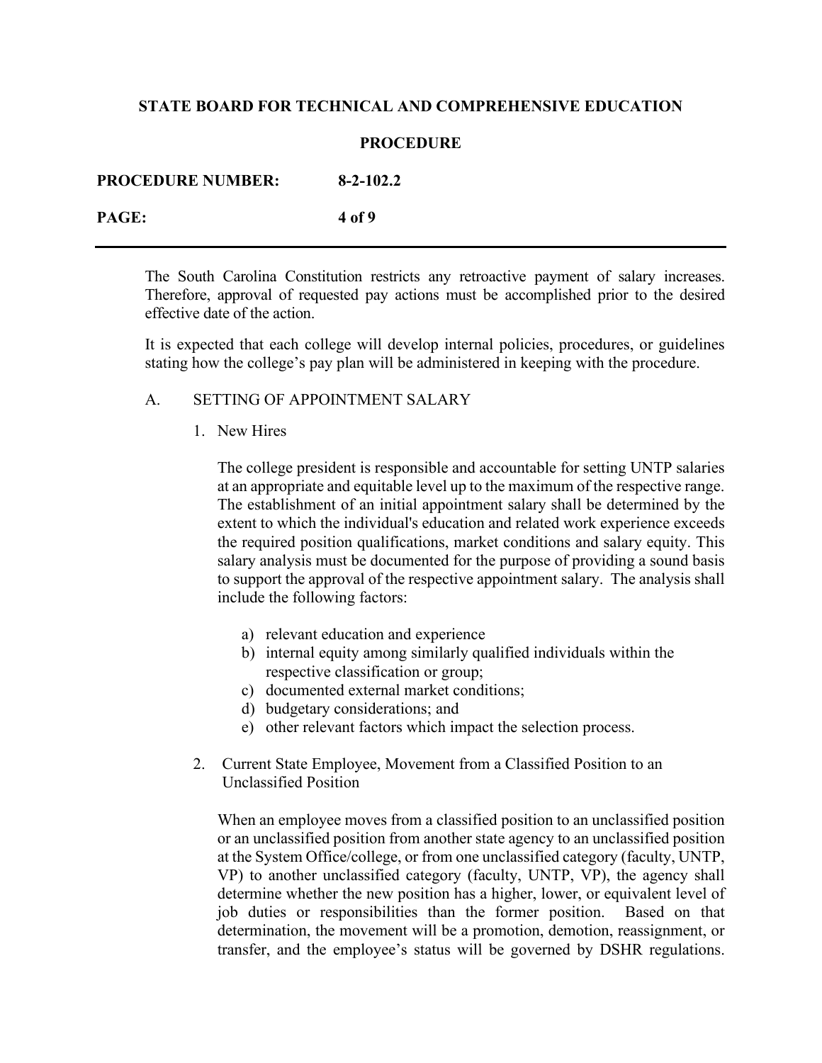The South Carolina Constitution restricts any retroactive payment of salary increases. Therefore, approval of requested pay actions must be accomplished prior to the desired effective date of the action.

It is expected that each college will develop internal policies, procedures, or guidelines stating how the college's pay plan will be administered in keeping with the procedure.

A. SETTING OF APPOINTMENT SALARY

1. New Hires

   The college president is responsible and accountable for setting UNTP salaries at an appropriate and equitable level up to the maximum of the respective range. The establishment of an initial appointment salary shall be determined by the extent to which the individual's education and related work experience exceeds the required position qualifications, market conditions and salary equity. This salary analysis must be documented for the purpose of providing a sound basis to support the approval of the respective appointment salary. The analysis shall include the following factors:

   a) relevant education and experience
   b) internal equity among similarly qualified individuals within the respective classification or group;
   c) documented external market conditions;
   d) budgetary considerations; and
   e) other relevant factors which impact the selection process.

2. Current State Employee, Movement from a Classified Position to an Unclassified Position

   When an employee moves from a classified position to an unclassified position or an unclassified position from another state agency to an unclassified position at the System Office/college, or from one unclassified category (faculty, UNTP, VP) to another unclassified category (faculty, UNTP, VP), the agency shall determine whether the new position has a higher, lower, or equivalent level of job duties or responsibilities than the former position. Based on that determination, the movement will be a promotion, demotion, reassignment, or transfer, and the employee's status will be governed by DSHR regulations.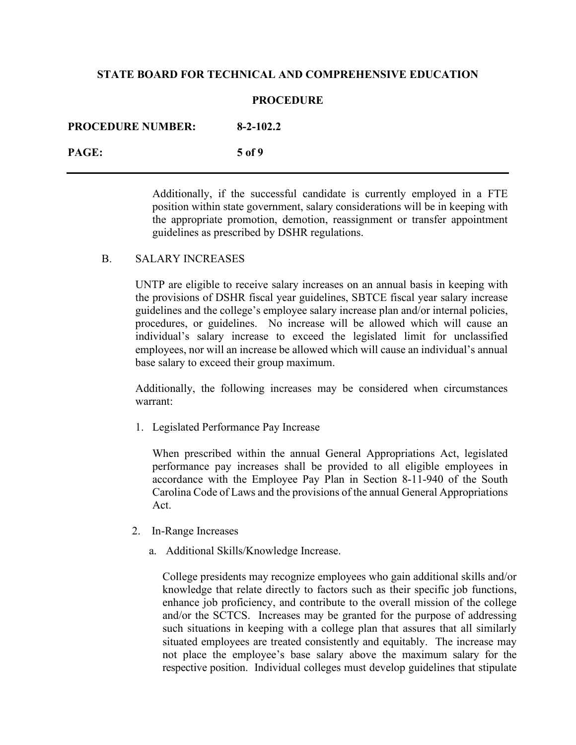Additionally, if the successful candidate is currently employed in a FTE position within state government, salary considerations will be in keeping with the appropriate promotion, demotion, reassignment or transfer appointment guidelines as prescribed by DSHR regulations.

B. SALARY INCREASES

UNTP are eligible to receive salary increases on an annual basis in keeping with the provisions of DSHR fiscal year guidelines, SBTCE fiscal year salary increase guidelines and the college's employee salary increase plan and/or internal policies, procedures, or guidelines. No increase will be allowed which will cause an individual's salary increase to exceed the legislated limit for unclassified employees, nor will an increase be allowed which will cause an individual's annual base salary to exceed their group maximum.

Additionally, the following increases may be considered when circumstances warrant:

1. Legislated Performance Pay Increase

   When prescribed within the annual General Appropriations Act, legislated performance pay increases shall be provided to all eligible employees in accordance with the Employee Pay Plan in Section 8-11-940 of the South Carolina Code of Laws and the provisions of the annual General Appropriations Act.

2. In-Range Increases

   a. Additional Skills/Knowledge Increase.

   College presidents may recognize employees who gain additional skills and/or knowledge that relate directly to factors such as their specific job functions, enhance job proficiency, and contribute to the overall mission of the college and/or the SCTCS. Increases may be granted for the purpose of addressing such situations in keeping with a college plan that assures that all similarly situated employees are treated consistently and equitably. The increase may not place the employee's base salary above the maximum salary for the respective position. Individual colleges must develop guidelines that stipulate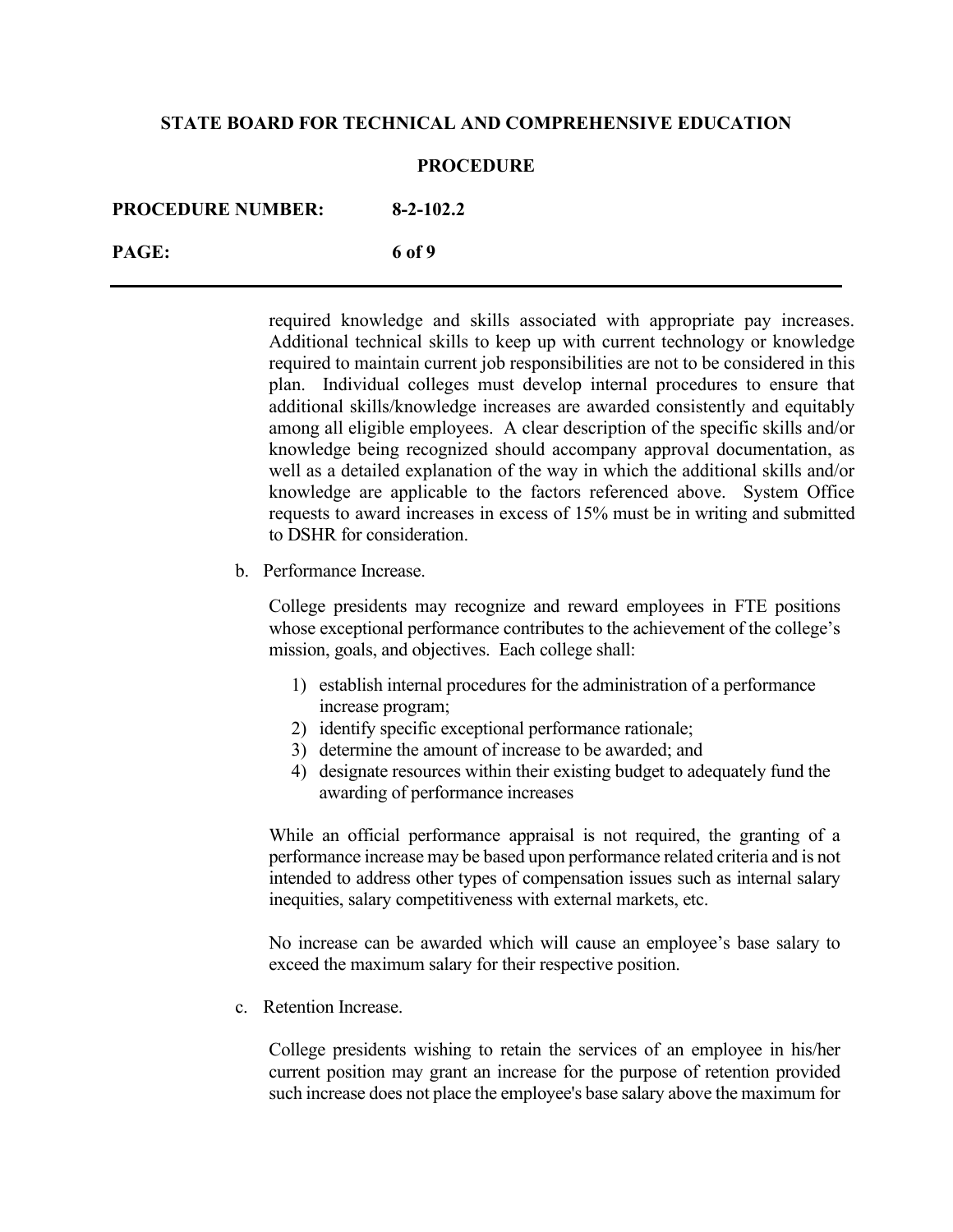required knowledge and skills associated with appropriate pay increases. Additional technical skills to keep up with current technology or knowledge required to maintain current job responsibilities are not to be considered in this plan. Individual colleges must develop internal procedures to ensure that additional skills/knowledge increases are awarded consistently and equitably among all eligible employees. A clear description of the specific skills and/or knowledge being recognized should accompany approval documentation, as well as a detailed explanation of the way in which the additional skills and/or knowledge are applicable to the factors referenced above. System Office requests to award increases in excess of 15% must be in writing and submitted to DSHR for consideration.

b. Performance Increase.

College presidents may recognize and reward employees in FTE positions whose exceptional performance contributes to the achievement of the college's mission, goals, and objectives. Each college shall:

1) establish internal procedures for the administration of a performance increase program;
2) identify specific exceptional performance rationale;
3) determine the amount of increase to be awarded; and
4) designate resources within their existing budget to adequately fund the awarding of performance increases

While an official performance appraisal is not required, the granting of a performance increase may be based upon performance related criteria and is not intended to address other types of compensation issues such as internal salary inequities, salary competitiveness with external markets, etc.

No increase can be awarded which will cause an employee's base salary to exceed the maximum salary for their respective position.

c. Retention Increase.

College presidents wishing to retain the services of an employee in his/her current position may grant an increase for the purpose of retention provided such increase does not place the employee's base salary above the maximum for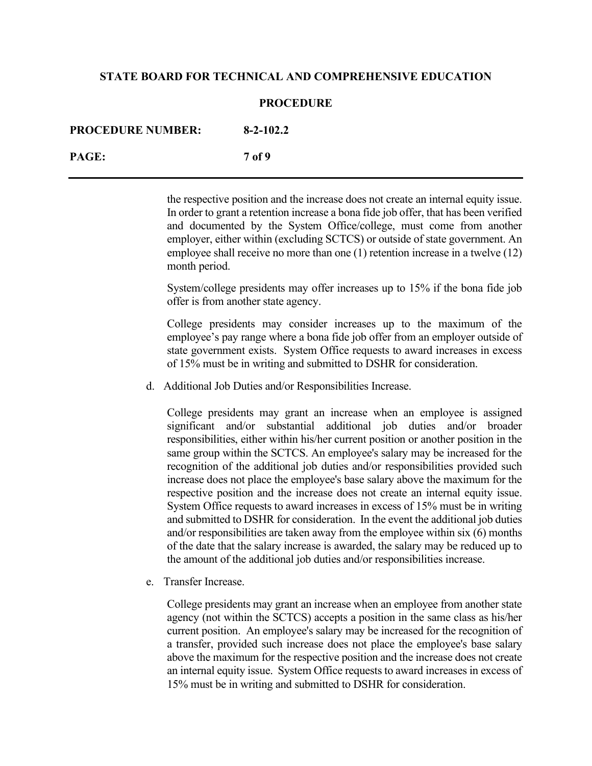the respective position and the increase does not create an internal equity issue. In order to grant a retention increase a bona fide job offer, that has been verified and documented by the System Office/college, must come from another employer, either within (excluding SCTCS) or outside of state government. An employee shall receive no more than one (1) retention increase in a twelve (12) month period.

System/college presidents may offer increases up to 15% if the bona fide job offer is from another state agency.

College presidents may consider increases up to the maximum of the employee's pay range where a bona fide job offer from an employer outside of state government exists. System Office requests to award increases in excess of 15% must be in writing and submitted to DSHR for consideration.

d. Additional Job Duties and/or Responsibilities Increase.

College presidents may grant an increase when an employee is assigned significant and/or substantial additional job duties and/or broader responsibilities, either within his/her current position or another position in the same group within the SCTCS. An employee's salary may be increased for the recognition of the additional job duties and/or responsibilities provided such increase does not place the employee's base salary above the maximum for the respective position and the increase does not create an internal equity issue. System Office requests to award increases in excess of 15% must be in writing and submitted to DSHR for consideration. In the event the additional job duties and/or responsibilities are taken away from the employee within six (6) months of the date that the salary increase is awarded, the salary may be reduced up to the amount of the additional job duties and/or responsibilities increase.

e. Transfer Increase.

College presidents may grant an increase when an employee from another state agency (not within the SCTCS) accepts a position in the same class as his/her current position. An employee's salary may be increased for the recognition of a transfer, provided such increase does not place the employee's base salary above the maximum for the respective position and the increase does not create an internal equity issue. System Office requests to award increases in excess of 15% must be in writing and submitted to DSHR for consideration.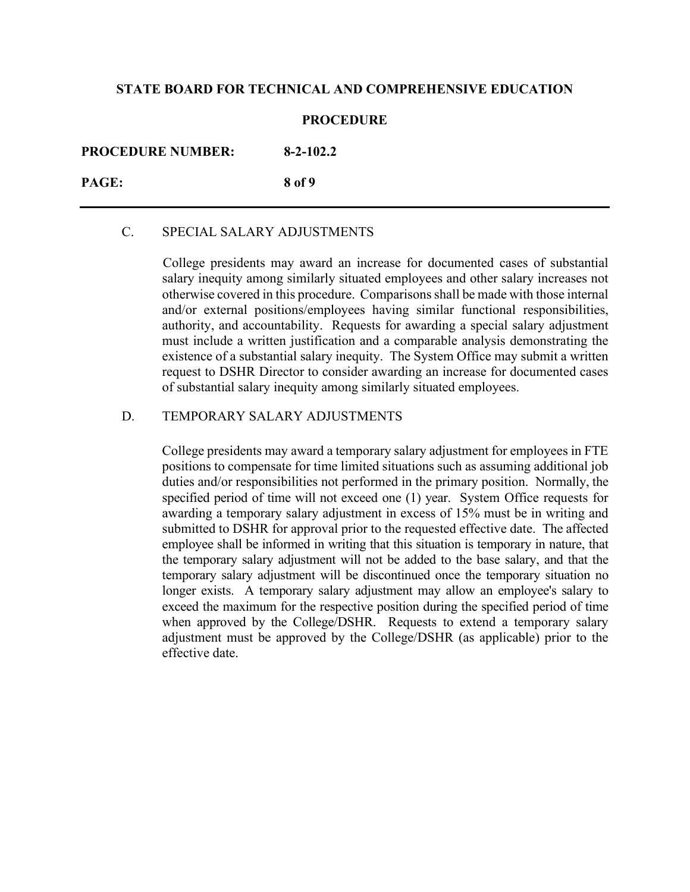### C. SPECIAL SALARY ADJUSTMENTS

College presidents may award an increase for documented cases of substantial salary inequity among similarly situated employees and other salary increases not otherwise covered in this procedure. Comparisons shall be made with those internal and/or external positions/employees having similar functional responsibilities, authority, and accountability. Requests for awarding a special salary adjustment must include a written justification and a comparable analysis demonstrating the existence of a substantial salary inequity. The System Office may submit a written request to DSHR Director to consider awarding an increase for documented cases of substantial salary inequity among similarly situated employees.

### D. TEMPORARY SALARY ADJUSTMENTS

College presidents may award a temporary salary adjustment for employees in FTE positions to compensate for time limited situations such as assuming additional job duties and/or responsibilities not performed in the primary position. Normally, the specified period of time will not exceed one (1) year. System Office requests for awarding a temporary salary adjustment in excess of 15% must be in writing and submitted to DSHR for approval prior to the requested effective date. The affected employee shall be informed in writing that this situation is temporary in nature, that the temporary salary adjustment will not be added to the base salary, and that the temporary salary adjustment will be discontinued once the temporary situation no longer exists. A temporary salary adjustment may allow an employee's salary to exceed the maximum for the respective position during the specified period of time when approved by the College/DSHR. Requests to extend a temporary salary adjustment must be approved by the College/DSHR (as applicable) prior to the effective date.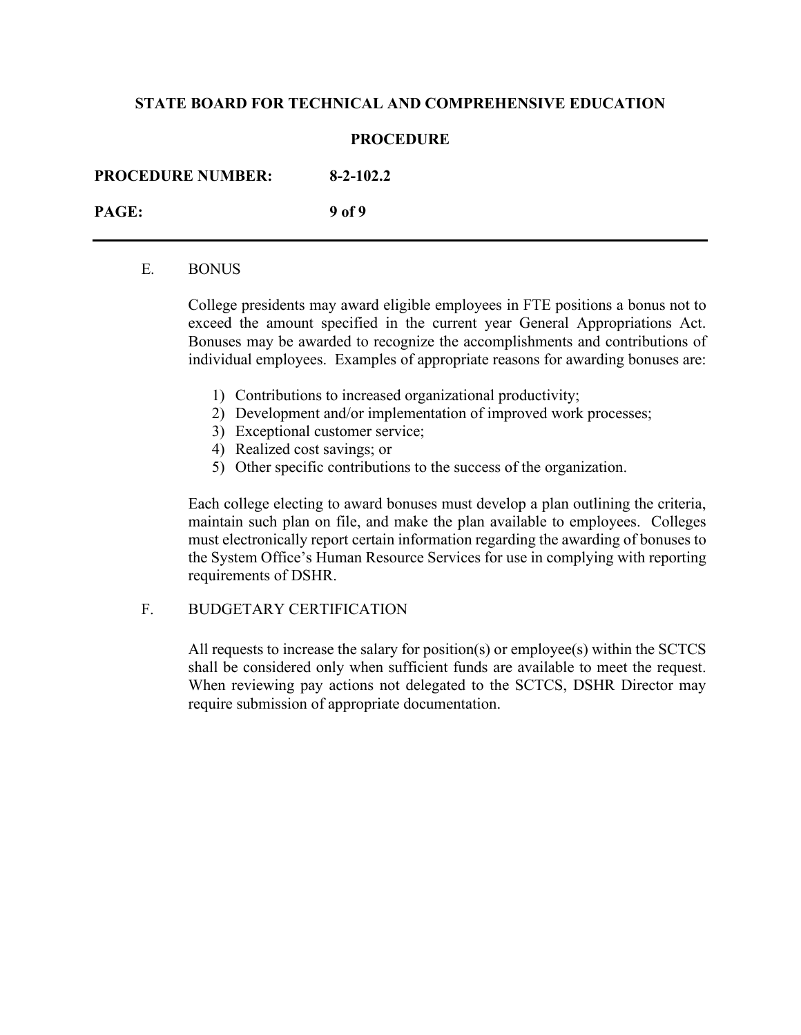E. BONUS

College presidents may award eligible employees in FTE positions a bonus not to exceed the amount specified in the current year General Appropriations Act. Bonuses may be awarded to recognize the accomplishments and contributions of individual employees. Examples of appropriate reasons for awarding bonuses are:

1) Contributions to increased organizational productivity;
2) Development and/or implementation of improved work processes;
3) Exceptional customer service;
4) Realized cost savings; or
5) Other specific contributions to the success of the organization.

Each college electing to award bonuses must develop a plan outlining the criteria, maintain such plan on file, and make the plan available to employees. Colleges must electronically report certain information regarding the awarding of bonuses to the System Office's Human Resource Services for use in complying with reporting requirements of DSHR.

F. BUDGETARY CERTIFICATION

All requests to increase the salary for position(s) or employee(s) within the SCTCS shall be considered only when sufficient funds are available to meet the request. When reviewing pay actions not delegated to the SCTCS, DSHR Director may require submission of appropriate documentation.